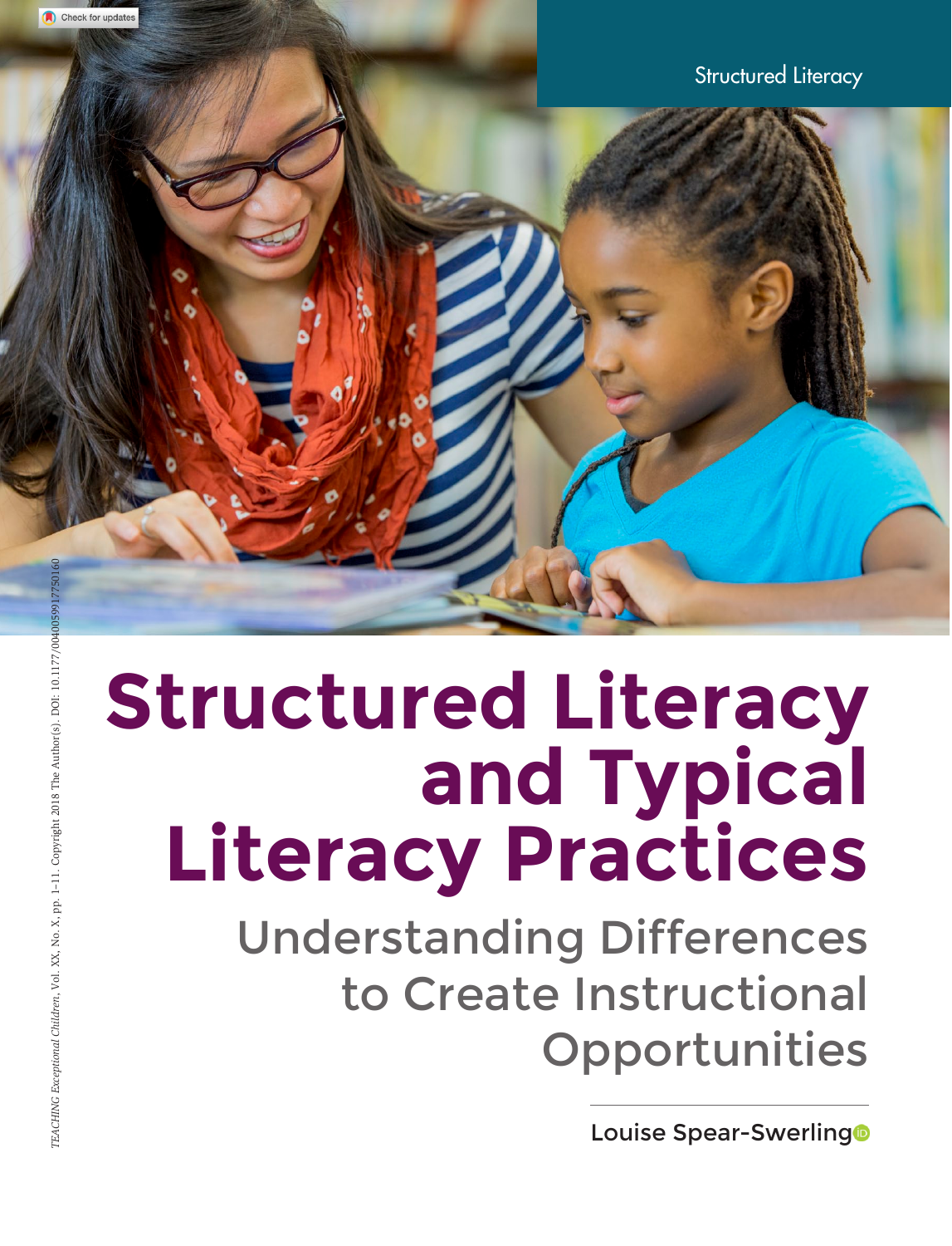Structured Literacy

# Structured Literacy and Typical Literacy Practices

## Understanding Differences to Create Instructional Opportunities

Louise Spear-Swerling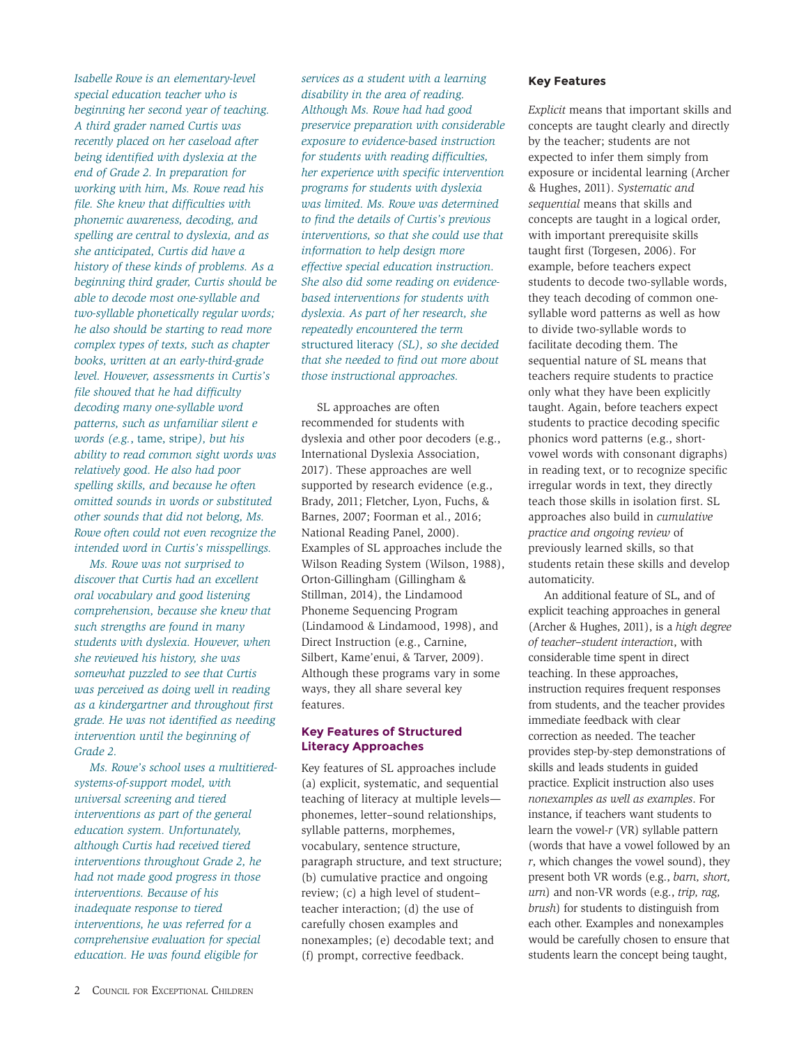*Isabelle Rowe is an elementary-level special education teacher who is beginning her second year of teaching. A third grader named Curtis was recently placed on her caseload after being identified with dyslexia at the end of Grade 2. In preparation for working with him, Ms. Rowe read his file. She knew that difficulties with phonemic awareness, decoding, and spelling are central to dyslexia, and as she anticipated, Curtis did have a history of these kinds of problems. As a beginning third grader, Curtis should be able to decode most one-syllable and two-syllable phonetically regular words; he also should be starting to read more complex types of texts, such as chapter books, written at an early-third-grade level. However, assessments in Curtis's file showed that he had difficulty decoding many one-syllable word patterns, such as unfamiliar silent e words (e.g.,* tame, stripe*), but his ability to read common sight words was relatively good. He also had poor spelling skills, and because he often omitted sounds in words or substituted other sounds that did not belong, Ms. Rowe often could not even recognize the intended word in Curtis's misspellings.*

*Ms. Rowe was not surprised to discover that Curtis had an excellent oral vocabulary and good listening comprehension, because she knew that such strengths are found in many students with dyslexia. However, when she reviewed his history, she was somewhat puzzled to see that Curtis was perceived as doing well in reading as a kindergartner and throughout first grade. He was not identified as needing intervention until the beginning of Grade 2.*

*Ms. Rowe's school uses a multitiered-systems-of-support model, with universal screening and tiered interventions as part of the general education system. Unfortunately, although Curtis had received tiered interventions throughout Grade 2, he had not made good progress in those interventions. Because of his inadequate response to tiered interventions, he was referred for a comprehensive evaluation for special education. He was found eligible for services as a student with a learning disability in the area of reading. Although Ms. Rowe had had good preservice preparation with considerable exposure to evidence-based instruction for students with reading difficulties, her experience with specific intervention programs for students with dyslexia was limited. Ms. Rowe was determined to find the details of Curtis's previous interventions, so that she could use that information to help design more effective special education instruction. She also did some reading on evidence-based interventions for students with dyslexia. As part of her research, she repeatedly encountered the term* structured literacy *(SL), so she decided that she needed to find out more about those instructional approaches.*

SL approaches are often recommended for students with dyslexia and other poor decoders (e.g., International Dyslexia Association, 2017). These approaches are well supported by research evidence (e.g., Brady, 2011; Fletcher, Lyon, Fuchs, & Barnes, 2007; Foorman et al., 2016; National Reading Panel, 2000). Examples of SL approaches include the Wilson Reading System (Wilson, 1988), Orton-Gillingham (Gillingham & Stillman, 2014), the Lindamood Phoneme Sequencing Program (Lindamood & Lindamood, 1998), and Direct Instruction (e.g., Carnine, Silbert, Kame'enui, & Tarver, 2009). Although these programs vary in some ways, they all share several key features.

## Key Features of Structured Literacy Approaches

Key features of SL approaches include (a) explicit, systematic, and sequential teaching of literacy at multiple levels—phonemes, letter–sound relationships, syllable patterns, morphemes, vocabulary, sentence structure, paragraph structure, and text structure; (b) cumulative practice and ongoing review; (c) a high level of student–teacher interaction; (d) the use of carefully chosen examples and nonexamples; (e) decodable text; and (f) prompt, corrective feedback.

### Key Features

*Explicit* means that important skills and concepts are taught clearly and directly by the teacher; students are not expected to infer them simply from exposure or incidental learning (Archer & Hughes, 2011). *Systematic and sequential* means that skills and concepts are taught in a logical order, with important prerequisite skills taught first (Torgesen, 2006). For example, before teachers expect students to decode two-syllable words, they teach decoding of common one-syllable word patterns as well as how to divide two-syllable words to facilitate decoding them. The sequential nature of SL means that teachers require students to practice only what they have been explicitly taught. Again, before teachers expect students to practice decoding specific phonics word patterns (e.g., short-vowel words with consonant digraphs) in reading text, or to recognize specific irregular words in text, they directly teach those skills in isolation first. SL approaches also build in *cumulative practice and ongoing review* of previously learned skills, so that students retain these skills and develop automaticity.

An additional feature of SL, and of explicit teaching approaches in general (Archer & Hughes, 2011), is a *high degree of teacher–student interaction*, with considerable time spent in direct teaching. In these approaches, instruction requires frequent responses from students, and the teacher provides immediate feedback with clear correction as needed. The teacher provides step-by-step demonstrations of skills and leads students in guided practice. Explicit instruction also uses *nonexamples as well as examples*. For instance, if teachers want students to learn the vowel-*r* (VR) syllable pattern (words that have a vowel followed by an *r*, which changes the vowel sound), they present both VR words (e.g., *barn, short, urn*) and non-VR words (e.g., *trip, rag, brush*) for students to distinguish from each other. Examples and nonexamples would be carefully chosen to ensure that students learn the concept being taught,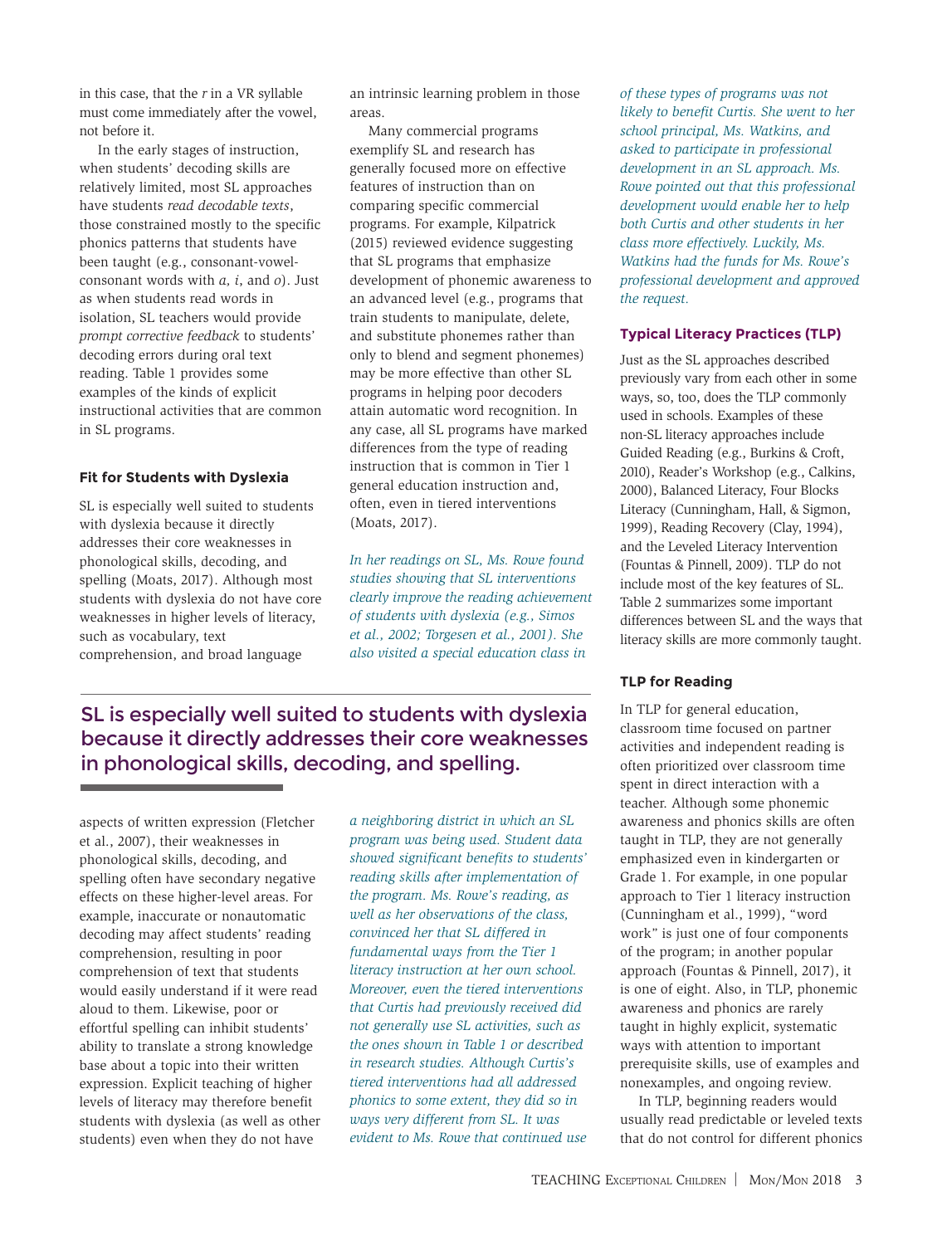in this case, that the *r* in a VR syllable must come immediately after the vowel, not before it.

In the early stages of instruction, when students' decoding skills are relatively limited, most SL approaches have students *read decodable texts*, those constrained mostly to the specific phonics patterns that students have been taught (e.g., consonant-vowel-consonant words with *a*, *i*, and *o*). Just as when students read words in isolation, SL teachers would provide *prompt corrective feedback* to students' decoding errors during oral text reading. Table 1 provides some examples of the kinds of explicit instructional activities that are common in SL programs.

### Fit for Students with Dyslexia

SL is especially well suited to students with dyslexia because it directly addresses their core weaknesses in phonological skills, decoding, and spelling (Moats, 2017). Although most students with dyslexia do not have core weaknesses in higher levels of literacy, such as vocabulary, text comprehension, and broad language aspects of written expression (Fletcher et al., 2007), their weaknesses in phonological skills, decoding, and spelling often have secondary negative effects on these higher-level areas. For example, inaccurate or nonautomatic decoding may affect students' reading comprehension, resulting in poor comprehension of text that students would easily understand if it were read aloud to them. Likewise, poor or effortful spelling can inhibit students' ability to translate a strong knowledge base about a topic into their written expression. Explicit teaching of higher levels of literacy may therefore benefit students with dyslexia (as well as other students) even when they do not have an intrinsic learning problem in those areas.

Many commercial programs exemplify SL and research has generally focused more on effective features of instruction than on comparing specific commercial programs. For example, Kilpatrick (2015) reviewed evidence suggesting that SL programs that emphasize development of phonemic awareness to an advanced level (e.g., programs that train students to manipulate, delete, and substitute phonemes rather than only to blend and segment phonemes) may be more effective than other SL programs in helping poor decoders attain automatic word recognition. In any case, all SL programs have marked differences from the type of reading instruction that is common in Tier 1 general education instruction and, often, even in tiered interventions (Moats, 2017).

> SL is especially well suited to students with dyslexia because it directly addresses their core weaknesses in phonological skills, decoding, and spelling.

*In her readings on SL, Ms. Rowe found studies showing that SL interventions clearly improve the reading achievement of students with dyslexia (e.g., Simos et al., 2002; Torgesen et al., 2001). She also visited a special education class in a neighboring district in which an SL program was being used. Student data showed significant benefits to students' reading skills after implementation of the program. Ms. Rowe's reading, as well as her observations of the class, convinced her that SL differed in fundamental ways from the Tier 1 literacy instruction at her own school. Moreover, even the tiered interventions that Curtis had previously received did not generally use SL activities, such as the ones shown in Table 1 or described in research studies. Although Curtis's tiered interventions had all addressed phonics to some extent, they did so in ways very different from SL. It was evident to Ms. Rowe that continued use of these types of programs was not likely to benefit Curtis. She went to her school principal, Ms. Watkins, and asked to participate in professional development in an SL approach. Ms. Rowe pointed out that this professional development would enable her to help both Curtis and other students in her class more effectively. Luckily, Ms. Watkins had the funds for Ms. Rowe's professional development and approved the request.*

## Typical Literacy Practices (TLP)

Just as the SL approaches described previously vary from each other in some ways, so, too, does the TLP commonly used in schools. Examples of these non-SL literacy approaches include Guided Reading (e.g., Burkins & Croft, 2010), Reader's Workshop (e.g., Calkins, 2000), Balanced Literacy, Four Blocks Literacy (Cunningham, Hall, & Sigmon, 1999), Reading Recovery (Clay, 1994), and the Leveled Literacy Intervention (Fountas & Pinnell, 2009). TLP do not include most of the key features of SL. Table 2 summarizes some important differences between SL and the ways that literacy skills are more commonly taught.

### TLP for Reading

In TLP for general education, classroom time focused on partner activities and independent reading is often prioritized over classroom time spent in direct interaction with a teacher. Although some phonemic awareness and phonics skills are often taught in TLP, they are not generally emphasized even in kindergarten or Grade 1. For example, in one popular approach to Tier 1 literacy instruction (Cunningham et al., 1999), "word work" is just one of four components of the program; in another popular approach (Fountas & Pinnell, 2017), it is one of eight. Also, in TLP, phonemic awareness and phonics are rarely taught in highly explicit, systematic ways with attention to important prerequisite skills, use of examples and nonexamples, and ongoing review.

In TLP, beginning readers would usually read predictable or leveled texts that do not control for different phonics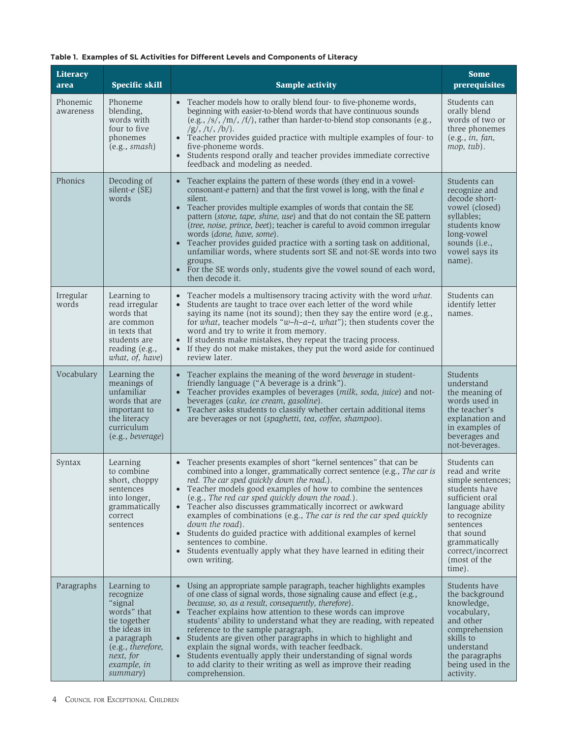**Table 1. Examples of SL Activities for Different Levels and Components of Literacy**

| Literacy area | Specific skill | Sample activity | Some prerequisites |
|---|---|---|---|
| Phonemic awareness | Phoneme blending, words with four to five phonemes (e.g., *smash*) | • Teacher models how to orally blend four- to five-phoneme words, beginning with easier-to-blend words that have continuous sounds (e.g., /s/, /m/, /f/), rather than harder-to-blend stop consonants (e.g., /g/, /t/, /b/).<br>• Teacher provides guided practice with multiple examples of four- to five-phoneme words.<br>• Students respond orally and teacher provides immediate corrective feedback and modeling as needed. | Students can orally blend words of two or three phonemes (e.g., *in, fan, mop, tub*). |
| Phonics | Decoding of silent-*e* (SE) words | • Teacher explains the pattern of these words (they end in a vowel-consonant-*e* pattern) and that the first vowel is long, with the final *e* silent.<br>• Teacher provides multiple examples of words that contain the SE pattern (*stone, tape, shine, use*) and that do not contain the SE pattern (*tree, noise, prince, beet*); teacher is careful to avoid common irregular words (*done, have, some*).<br>• Teacher provides guided practice with a sorting task on additional, unfamiliar words, where students sort SE and not-SE words into two groups.<br>• For the SE words only, students give the vowel sound of each word, then decode it. | Students can recognize and decode short-vowel (closed) syllables; students know long-vowel sounds (i.e., vowel says its name). |
| Irregular words | Learning to read irregular words that are common in texts that students are reading (e.g., *what, of, have*) | • Teacher models a multisensory tracing activity with the word *what.*<br>• Students are taught to trace over each letter of the word while saying its name (not its sound); then they say the entire word (e.g., for *what*, teacher models "*w–h–a–t, what*"); then students cover the word and try to write it from memory.<br>• If students make mistakes, they repeat the tracing process.<br>• If they do not make mistakes, they put the word aside for continued review later. | Students can identify letter names. |
| Vocabulary | Learning the meanings of unfamiliar words that are important to the literacy curriculum (e.g., *beverage*) | • Teacher explains the meaning of the word *beverage* in student-friendly language ("A beverage is a drink").<br>• Teacher provides examples of beverages (*milk, soda, juice*) and not-beverages (*cake, ice cream, gasoline*).<br>• Teacher asks students to classify whether certain additional items are beverages or not (*spaghetti, tea, coffee, shampoo*). | Students understand the meaning of words used in the teacher's explanation and in examples of beverages and not-beverages. |
| Syntax | Learning to combine short, choppy sentences into longer, grammatically correct sentences | • Teacher presents examples of short "kernel sentences" that can be combined into a longer, grammatically correct sentence (e.g., *The car is red. The car sped quickly down the road.*).<br>• Teacher models good examples of how to combine the sentences (e.g., *The red car sped quickly down the road.*).<br>• Teacher also discusses grammatically incorrect or awkward examples of combinations (e.g., *The car is red the car sped quickly down the road*).<br>• Students do guided practice with additional examples of kernel sentences to combine.<br>• Students eventually apply what they have learned in editing their own writing. | Students can read and write simple sentences; students have sufficient oral language ability to recognize sentences that sound grammatically correct/incorrect (most of the time). |
| Paragraphs | Learning to recognize "signal words" that tie together the ideas in a paragraph (e.g., *therefore, next, for example, in summary*) | • Using an appropriate sample paragraph, teacher highlights examples of one class of signal words, those signaling cause and effect (e.g., *because, so, as a result, consequently, therefore*).<br>• Teacher explains how attention to these words can improve students' ability to understand what they are reading, with repeated reference to the sample paragraph.<br>• Students are given other paragraphs in which to highlight and explain the signal words, with teacher feedback.<br>• Students eventually apply their understanding of signal words to add clarity to their writing as well as improve their reading comprehension. | Students have the background knowledge, vocabulary, and other comprehension skills to understand the paragraphs being used in the activity. |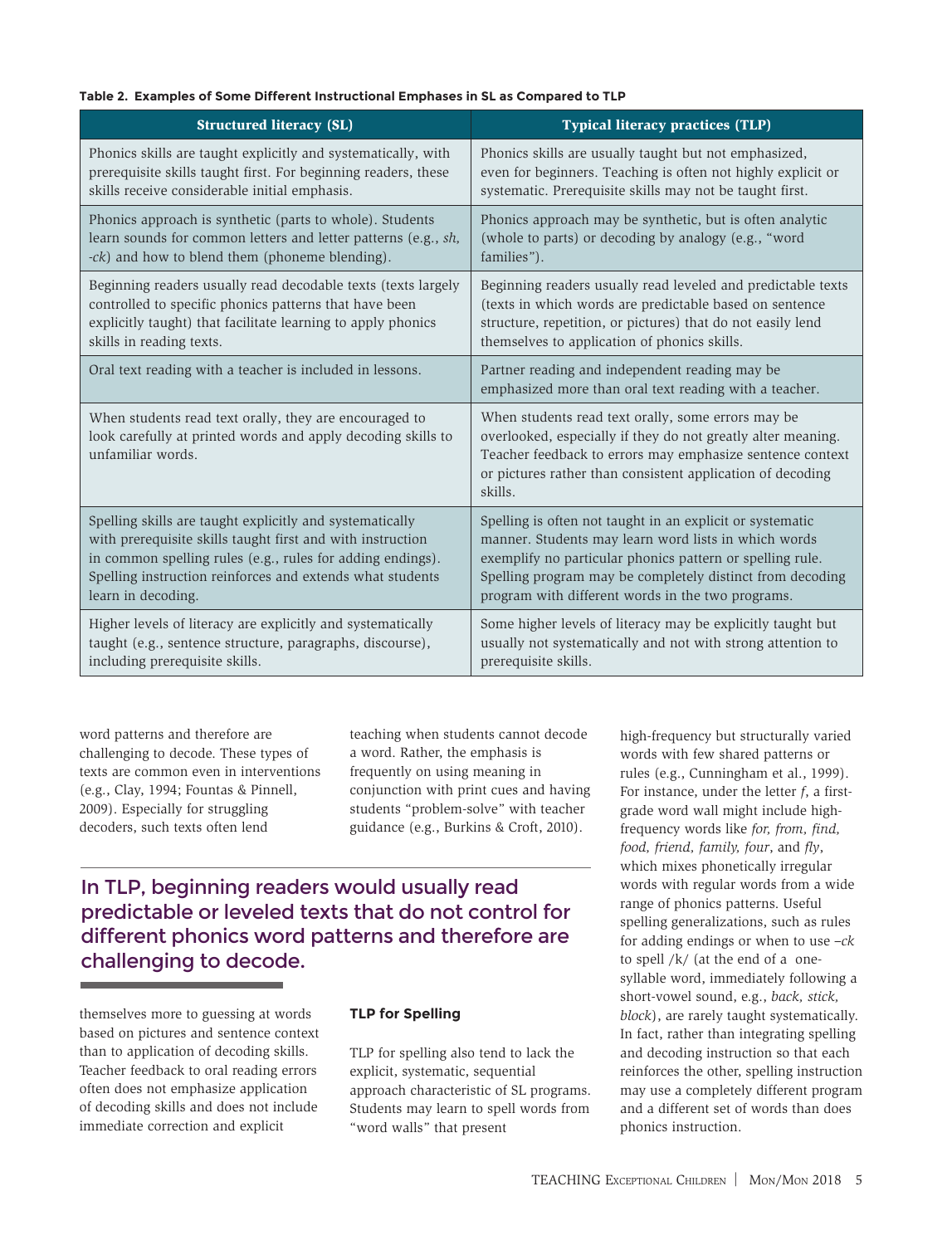**Table 2. Examples of Some Different Instructional Emphases in SL as Compared to TLP**

| Structured literacy (SL) | Typical literacy practices (TLP) |
| --- | --- |
| Phonics skills are taught explicitly and systematically, with prerequisite skills taught first. For beginning readers, these skills receive considerable initial emphasis. | Phonics skills are usually taught but not emphasized, even for beginners. Teaching is often not highly explicit or systematic. Prerequisite skills may not be taught first. |
| Phonics approach is synthetic (parts to whole). Students learn sounds for common letters and letter patterns (e.g., *sh*, *-ck*) and how to blend them (phoneme blending). | Phonics approach may be synthetic, but is often analytic (whole to parts) or decoding by analogy (e.g., "word families"). |
| Beginning readers usually read decodable texts (texts largely controlled to specific phonics patterns that have been explicitly taught) that facilitate learning to apply phonics skills in reading texts. | Beginning readers usually read leveled and predictable texts (texts in which words are predictable based on sentence structure, repetition, or pictures) that do not easily lend themselves to application of phonics skills. |
| Oral text reading with a teacher is included in lessons. | Partner reading and independent reading may be emphasized more than oral text reading with a teacher. |
| When students read text orally, they are encouraged to look carefully at printed words and apply decoding skills to unfamiliar words. | When students read text orally, some errors may be overlooked, especially if they do not greatly alter meaning. Teacher feedback to errors may emphasize sentence context or pictures rather than consistent application of decoding skills. |
| Spelling skills are taught explicitly and systematically with prerequisite skills taught first and with instruction in common spelling rules (e.g., rules for adding endings). Spelling instruction reinforces and extends what students learn in decoding. | Spelling is often not taught in an explicit or systematic manner. Students may learn word lists in which words exemplify no particular phonics pattern or spelling rule. Spelling program may be completely distinct from decoding program with different words in the two programs. |
| Higher levels of literacy are explicitly and systematically taught (e.g., sentence structure, paragraphs, discourse), including prerequisite skills. | Some higher levels of literacy may be explicitly taught but usually not systematically and not with strong attention to prerequisite skills. |

word patterns and therefore are challenging to decode. These types of texts are common even in interventions (e.g., Clay, 1994; Fountas & Pinnell, 2009). Especially for struggling decoders, such texts often lend themselves more to guessing at words based on pictures and sentence context than to application of decoding skills. Teacher feedback to oral reading errors often does not emphasize application of decoding skills and does not include immediate correction and explicit teaching when students cannot decode a word. Rather, the emphasis is frequently on using meaning in conjunction with print cues and having students "problem-solve" with teacher guidance (e.g., Burkins & Croft, 2010).

> In TLP, beginning readers would usually read predictable or leveled texts that do not control for different phonics word patterns and therefore are challenging to decode.

### TLP for Spelling

TLP for spelling also tend to lack the explicit, systematic, sequential approach characteristic of SL programs. Students may learn to spell words from "word walls" that present high-frequency but structurally varied words with few shared patterns or rules (e.g., Cunningham et al., 1999). For instance, under the letter *f*, a first-grade word wall might include high-frequency words like *for, from, find, food, friend, family, four*, and *fly*, which mixes phonetically irregular words with regular words from a wide range of phonics patterns. Useful spelling generalizations, such as rules for adding endings or when to use *–ck* to spell /k/ (at the end of a one-syllable word, immediately following a short-vowel sound, e.g., *back, stick, block*), are rarely taught systematically. In fact, rather than integrating spelling and decoding instruction so that each reinforces the other, spelling instruction may use a completely different program and a different set of words than does phonics instruction.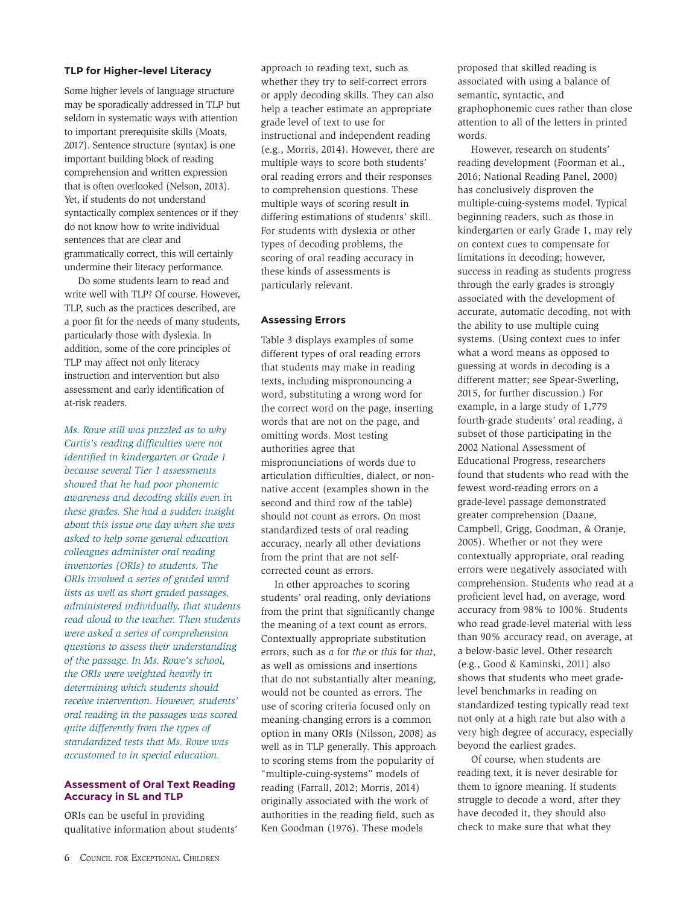### TLP for Higher-level Literacy

Some higher levels of language structure may be sporadically addressed in TLP but seldom in systematic ways with attention to important prerequisite skills (Moats, 2017). Sentence structure (syntax) is one important building block of reading comprehension and written expression that is often overlooked (Nelson, 2013). Yet, if students do not understand syntactically complex sentences or if they do not know how to write individual sentences that are clear and grammatically correct, this will certainly undermine their literacy performance.

Do some students learn to read and write well with TLP? Of course. However, TLP, such as the practices described, are a poor fit for the needs of many students, particularly those with dyslexia. In addition, some of the core principles of TLP may affect not only literacy instruction and intervention but also assessment and early identification of at-risk readers.

*Ms. Rowe still was puzzled as to why Curtis's reading difficulties were not identified in kindergarten or Grade 1 because several Tier 1 assessments showed that he had poor phonemic awareness and decoding skills even in these grades. She had a sudden insight about this issue one day when she was asked to help some general education colleagues administer oral reading inventories (ORIs) to students. The ORIs involved a series of graded word lists as well as short graded passages, administered individually, that students read aloud to the teacher. Then students were asked a series of comprehension questions to assess their understanding of the passage. In Ms. Rowe's school, the ORIs were weighted heavily in determining which students should receive intervention. However, students' oral reading in the passages was scored quite differently from the types of standardized tests that Ms. Rowe was accustomed to in special education.*

### Assessment of Oral Text Reading Accuracy in SL and TLP

ORIs can be useful in providing qualitative information about students' approach to reading text, such as whether they try to self-correct errors or apply decoding skills. They can also help a teacher estimate an appropriate grade level of text to use for instructional and independent reading (e.g., Morris, 2014). However, there are multiple ways to score both students' oral reading errors and their responses to comprehension questions. These multiple ways of scoring result in differing estimations of students' skill. For students with dyslexia or other types of decoding problems, the scoring of oral reading accuracy in these kinds of assessments is particularly relevant.

### Assessing Errors

Table 3 displays examples of some different types of oral reading errors that students may make in reading texts, including mispronouncing a word, substituting a wrong word for the correct word on the page, inserting words that are not on the page, and omitting words. Most testing authorities agree that mispronunciations of words due to articulation difficulties, dialect, or non-native accent (examples shown in the second and third row of the table) should not count as errors. On most standardized tests of oral reading accuracy, nearly all other deviations from the print that are not self-corrected count as errors.

In other approaches to scoring students' oral reading, only deviations from the print that significantly change the meaning of a text count as errors. Contextually appropriate substitution errors, such as *a* for *the* or *this* for *that*, as well as omissions and insertions that do not substantially alter meaning, would not be counted as errors. The use of scoring criteria focused only on meaning-changing errors is a common option in many ORIs (Nilsson, 2008) as well as in TLP generally. This approach to scoring stems from the popularity of "multiple-cuing-systems" models of reading (Farrall, 2012; Morris, 2014) originally associated with the work of authorities in the reading field, such as Ken Goodman (1976). These models proposed that skilled reading is associated with using a balance of semantic, syntactic, and graphophonemic cues rather than close attention to all of the letters in printed words.

However, research on students' reading development (Foorman et al., 2016; National Reading Panel, 2000) has conclusively disproven the multiple-cuing-systems model. Typical beginning readers, such as those in kindergarten or early Grade 1, may rely on context cues to compensate for limitations in decoding; however, success in reading as students progress through the early grades is strongly associated with the development of accurate, automatic decoding, not with the ability to use multiple cuing systems. (Using context cues to infer what a word means as opposed to guessing at words in decoding is a different matter; see Spear-Swerling, 2015, for further discussion.) For example, in a large study of 1,779 fourth-grade students' oral reading, a subset of those participating in the 2002 National Assessment of Educational Progress, researchers found that students who read with the fewest word-reading errors on a grade-level passage demonstrated greater comprehension (Daane, Campbell, Grigg, Goodman, & Oranje, 2005). Whether or not they were contextually appropriate, oral reading errors were negatively associated with comprehension. Students who read at a proficient level had, on average, word accuracy from 98% to 100%. Students who read grade-level material with less than 90% accuracy read, on average, at a below-basic level. Other research (e.g., Good & Kaminski, 2011) also shows that students who meet grade-level benchmarks in reading on standardized testing typically read text not only at a high rate but also with a very high degree of accuracy, especially beyond the earliest grades.

Of course, when students are reading text, it is never desirable for them to ignore meaning. If students struggle to decode a word, after they have decoded it, they should also check to make sure that what they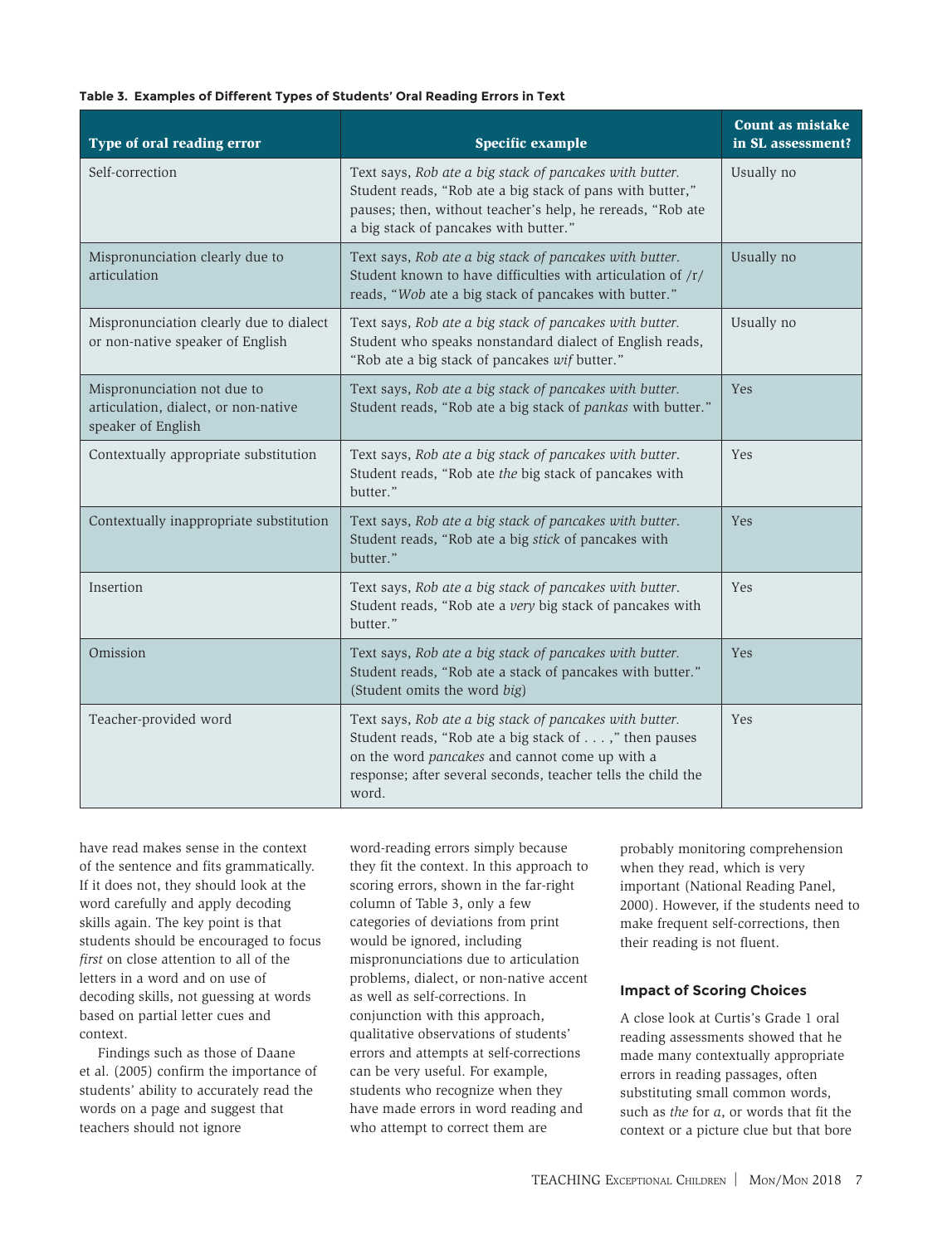**Table 3. Examples of Different Types of Students' Oral Reading Errors in Text**

| Type of oral reading error | Specific example | Count as mistake in SL assessment? |
|---|---|---|
| Self-correction | Text says, *Rob ate a big stack of pancakes with butter.* Student reads, "Rob ate a big stack of pans with butter," pauses; then, without teacher's help, he rereads, "Rob ate a big stack of pancakes with butter." | Usually no |
| Mispronunciation clearly due to articulation | Text says, *Rob ate a big stack of pancakes with butter.* Student known to have difficulties with articulation of /r/ reads, "*Wob* ate a big stack of pancakes with butter." | Usually no |
| Mispronunciation clearly due to dialect or non-native speaker of English | Text says, *Rob ate a big stack of pancakes with butter.* Student who speaks nonstandard dialect of English reads, "Rob ate a big stack of pancakes *wif* butter." | Usually no |
| Mispronunciation not due to articulation, dialect, or non-native speaker of English | Text says, *Rob ate a big stack of pancakes with butter.* Student reads, "Rob ate a big stack of *pankas* with butter." | Yes |
| Contextually appropriate substitution | Text says, *Rob ate a big stack of pancakes with butter.* Student reads, "Rob ate *the* big stack of pancakes with butter." | Yes |
| Contextually inappropriate substitution | Text says, *Rob ate a big stack of pancakes with butter.* Student reads, "Rob ate a big *stick* of pancakes with butter." | Yes |
| Insertion | Text says, *Rob ate a big stack of pancakes with butter.* Student reads, "Rob ate a *very* big stack of pancakes with butter." | Yes |
| Omission | Text says, *Rob ate a big stack of pancakes with butter.* Student reads, "Rob ate a stack of pancakes with butter." (Student omits the word *big*) | Yes |
| Teacher-provided word | Text says, *Rob ate a big stack of pancakes with butter.* Student reads, "Rob ate a big stack of . . . ," then pauses on the word *pancakes* and cannot come up with a response; after several seconds, teacher tells the child the word. | Yes |

have read makes sense in the context of the sentence and fits grammatically. If it does not, they should look at the word carefully and apply decoding skills again. The key point is that students should be encouraged to focus *first* on close attention to all of the letters in a word and on use of decoding skills, not guessing at words based on partial letter cues and context.

Findings such as those of Daane et al. (2005) confirm the importance of students' ability to accurately read the words on a page and suggest that teachers should not ignore word-reading errors simply because they fit the context. In this approach to scoring errors, shown in the far-right column of Table 3, only a few categories of deviations from print would be ignored, including mispronunciations due to articulation problems, dialect, or non-native accent as well as self-corrections. In conjunction with this approach, qualitative observations of students' errors and attempts at self-corrections can be very useful. For example, students who recognize when they have made errors in word reading and who attempt to correct them are probably monitoring comprehension when they read, which is very important (National Reading Panel, 2000). However, if the students need to make frequent self-corrections, then their reading is not fluent.

### Impact of Scoring Choices

A close look at Curtis's Grade 1 oral reading assessments showed that he made many contextually appropriate errors in reading passages, often substituting small common words, such as *the* for *a*, or words that fit the context or a picture clue but that bore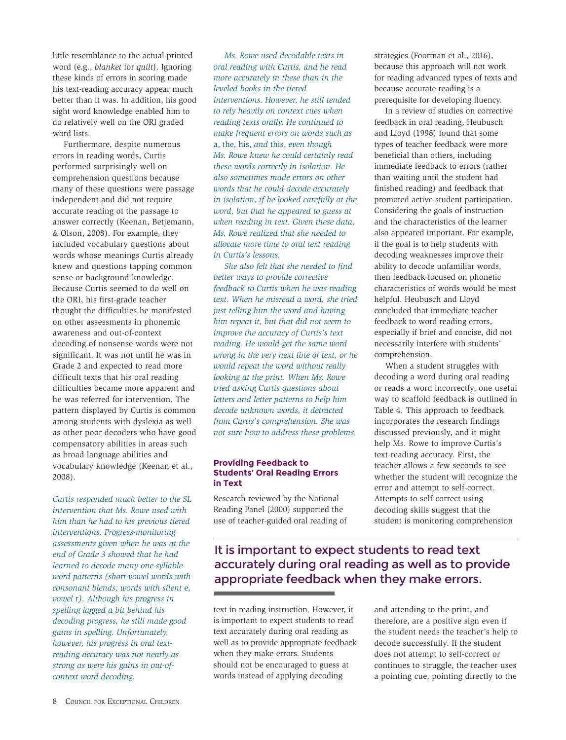little resemblance to the actual printed word (e.g., *blanket* for *quilt*). Ignoring these kinds of errors in scoring made his text-reading accuracy appear much better than it was. In addition, his good sight word knowledge enabled him to do relatively well on the ORI graded word lists.

Furthermore, despite numerous errors in reading words, Curtis performed surprisingly well on comprehension questions because many of these questions were passage independent and did not require accurate reading of the passage to answer correctly (Keenan, Betjemann, & Olson, 2008). For example, they included vocabulary questions about words whose meanings Curtis already knew and questions tapping common sense or background knowledge. Because Curtis seemed to do well on the ORI, his first-grade teacher thought the difficulties he manifested on other assessments in phonemic awareness and out-of-context decoding of nonsense words were not significant. It was not until he was in Grade 2 and expected to read more difficult texts that his oral reading difficulties became more apparent and he was referred for intervention. The pattern displayed by Curtis is common among students with dyslexia as well as other poor decoders who have good compensatory abilities in areas such as broad language abilities and vocabulary knowledge (Keenan et al., 2008).

*Curtis responded much better to the SL intervention that Ms. Rowe used with him than he had to his previous tiered interventions. Progress-monitoring assessments given when he was at the end of Grade 3 showed that he had learned to decode many one-syllable word patterns (short-vowel words with consonant blends; words with silent* e, *vowel* r*). Although his progress in spelling lagged a bit behind his decoding progress, he still made good gains in spelling. Unfortunately, however, his progress in oral text-reading accuracy was not nearly as strong as were his gains in out-of-context word decoding.*

*Ms. Rowe used decodable texts in oral reading with Curtis, and he read more accurately in these than in the leveled books in the tiered interventions. However, he still tended to rely heavily on context cues when reading texts orally. He continued to make frequent errors on words such as* a, the, his, *and* this, *even though Ms. Rowe knew he could certainly read these words correctly in isolation. He also sometimes made errors on other words that he could decode accurately in isolation, if he looked carefully at the word, but that he appeared to guess at when reading in text. Given these data, Ms. Rowe realized that she needed to allocate more time to oral text reading in Curtis's lessons.*

*She also felt that she needed to find better ways to provide corrective feedback to Curtis when he was reading text. When he misread a word, she tried just telling him the word and having him repeat it, but that did not seem to improve the accuracy of Curtis's text reading. He would get the same word wrong in the very next line of text, or he would repeat the word without really looking at the print. When Ms. Rowe tried asking Curtis questions about letters and letter patterns to help him decode unknown words, it detracted from Curtis's comprehension. She was not sure how to address these problems.*

### Providing Feedback to Students' Oral Reading Errors in Text

Research reviewed by the National Reading Panel (2000) supported the use of teacher-guided oral reading of text in reading instruction. However, it is important to expect students to read text accurately during oral reading as well as to provide appropriate feedback when they make errors. Students should not be encouraged to guess at words instead of applying decoding strategies (Foorman et al., 2016), because this approach will not work for reading advanced types of texts and because accurate reading is a prerequisite for developing fluency.

In a review of studies on corrective feedback in oral reading, Heubusch and Lloyd (1998) found that some types of teacher feedback were more beneficial than others, including immediate feedback to errors (rather than waiting until the student had finished reading) and feedback that promoted active student participation. Considering the goals of instruction and the characteristics of the learner also appeared important. For example, if the goal is to help students with decoding weaknesses improve their ability to decode unfamiliar words, then feedback focused on phonetic characteristics of words would be most helpful. Heubusch and Lloyd concluded that immediate teacher feedback to word reading errors, especially if brief and concise, did not necessarily interfere with students' comprehension.

When a student struggles with decoding a word during oral reading or reads a word incorrectly, one useful way to scaffold feedback is outlined in Table 4. This approach to feedback incorporates the research findings discussed previously, and it might help Ms. Rowe to improve Curtis's text-reading accuracy. First, the teacher allows a few seconds to see whether the student will recognize the error and attempt to self-correct. Attempts to self-correct using decoding skills suggest that the student is monitoring comprehension and attending to the print, and therefore, are a positive sign even if the student needs the teacher's help to decode successfully. If the student does not attempt to self-correct or continues to struggle, the teacher uses a pointing cue, pointing directly to the

> It is important to expect students to read text accurately during oral reading as well as to provide appropriate feedback when they make errors.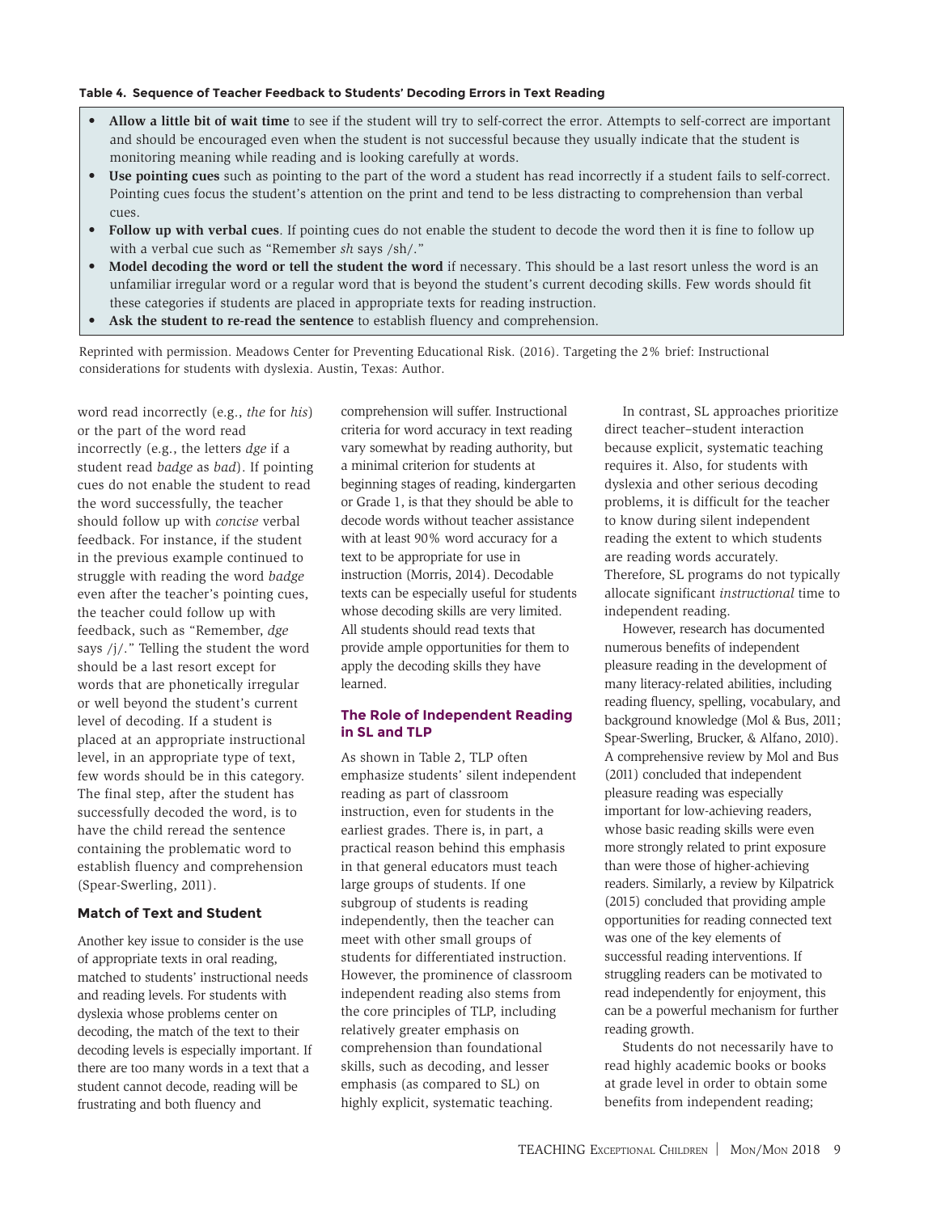**Table 4. Sequence of Teacher Feedback to Students' Decoding Errors in Text Reading**

- **Allow a little bit of wait time** to see if the student will try to self-correct the error. Attempts to self-correct are important and should be encouraged even when the student is not successful because they usually indicate that the student is monitoring meaning while reading and is looking carefully at words.
- **Use pointing cues** such as pointing to the part of the word a student has read incorrectly if a student fails to self-correct. Pointing cues focus the student's attention on the print and tend to be less distracting to comprehension than verbal cues.
- **Follow up with verbal cues**. If pointing cues do not enable the student to decode the word then it is fine to follow up with a verbal cue such as "Remember *sh* says /sh/."
- **Model decoding the word or tell the student the word** if necessary. This should be a last resort unless the word is an unfamiliar irregular word or a regular word that is beyond the student's current decoding skills. Few words should fit these categories if students are placed in appropriate texts for reading instruction.
- **Ask the student to re-read the sentence** to establish fluency and comprehension.

Reprinted with permission. Meadows Center for Preventing Educational Risk. (2016). Targeting the 2% brief: Instructional considerations for students with dyslexia. Austin, Texas: Author.

word read incorrectly (e.g., *the* for *his*) or the part of the word read incorrectly (e.g., the letters *dge* if a student read *badge* as *bad*). If pointing cues do not enable the student to read the word successfully, the teacher should follow up with *concise* verbal feedback. For instance, if the student in the previous example continued to struggle with reading the word *badge* even after the teacher's pointing cues, the teacher could follow up with feedback, such as "Remember, *dge* says /j/." Telling the student the word should be a last resort except for words that are phonetically irregular or well beyond the student's current level of decoding. If a student is placed at an appropriate instructional level, in an appropriate type of text, few words should be in this category. The final step, after the student has successfully decoded the word, is to have the child reread the sentence containing the problematic word to establish fluency and comprehension (Spear-Swerling, 2011).

### Match of Text and Student

Another key issue to consider is the use of appropriate texts in oral reading, matched to students' instructional needs and reading levels. For students with dyslexia whose problems center on decoding, the match of the text to their decoding levels is especially important. If there are too many words in a text that a student cannot decode, reading will be frustrating and both fluency and comprehension will suffer. Instructional criteria for word accuracy in text reading vary somewhat by reading authority, but a minimal criterion for students at beginning stages of reading, kindergarten or Grade 1, is that they should be able to decode words without teacher assistance with at least 90% word accuracy for a text to be appropriate for use in instruction (Morris, 2014). Decodable texts can be especially useful for students whose decoding skills are very limited. All students should read texts that provide ample opportunities for them to apply the decoding skills they have learned.

### The Role of Independent Reading in SL and TLP

As shown in Table 2, TLP often emphasize students' silent independent reading as part of classroom instruction, even for students in the earliest grades. There is, in part, a practical reason behind this emphasis in that general educators must teach large groups of students. If one subgroup of students is reading independently, then the teacher can meet with other small groups of students for differentiated instruction. However, the prominence of classroom independent reading also stems from the core principles of TLP, including relatively greater emphasis on comprehension than foundational skills, such as decoding, and lesser emphasis (as compared to SL) on highly explicit, systematic teaching.

In contrast, SL approaches prioritize direct teacher–student interaction because explicit, systematic teaching requires it. Also, for students with dyslexia and other serious decoding problems, it is difficult for the teacher to know during silent independent reading the extent to which students are reading words accurately. Therefore, SL programs do not typically allocate significant *instructional* time to independent reading.

However, research has documented numerous benefits of independent pleasure reading in the development of many literacy-related abilities, including reading fluency, spelling, vocabulary, and background knowledge (Mol & Bus, 2011; Spear-Swerling, Brucker, & Alfano, 2010). A comprehensive review by Mol and Bus (2011) concluded that independent pleasure reading was especially important for low-achieving readers, whose basic reading skills were even more strongly related to print exposure than were those of higher-achieving readers. Similarly, a review by Kilpatrick (2015) concluded that providing ample opportunities for reading connected text was one of the key elements of successful reading interventions. If struggling readers can be motivated to read independently for enjoyment, this can be a powerful mechanism for further reading growth.

Students do not necessarily have to read highly academic books or books at grade level in order to obtain some benefits from independent reading;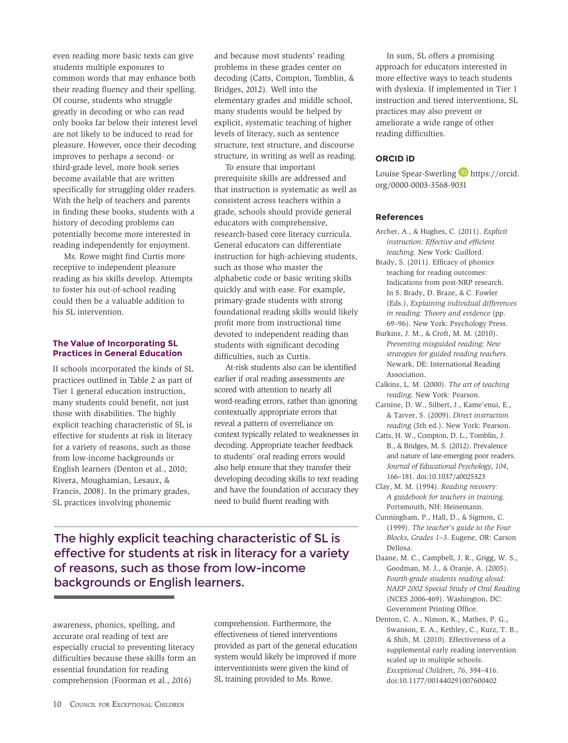even reading more basic texts can give students multiple exposures to common words that may enhance both their reading fluency and their spelling. Of course, students who struggle greatly in decoding or who can read only books far below their interest level are not likely to be induced to read for pleasure. However, once their decoding improves to perhaps a second- or third-grade level, more book series become available that are written specifically for struggling older readers. With the help of teachers and parents in finding these books, students with a history of decoding problems can potentially become more interested in reading independently for enjoyment.

Ms. Rowe might find Curtis more receptive to independent pleasure reading as his skills develop. Attempts to foster his out-of-school reading could then be a valuable addition to his SL intervention.

### The Value of Incorporating SL Practices in General Education

If schools incorporated the kinds of SL practices outlined in Table 2 as part of Tier 1 general education instruction, many students could benefit, not just those with disabilities. The highly explicit teaching characteristic of SL is effective for students at risk in literacy for a variety of reasons, such as those from low-income backgrounds or English learners (Denton et al., 2010; Rivera, Moughamian, Lesaux, & Francis, 2008). In the primary grades, SL practices involving phonemic awareness, phonics, spelling, and accurate oral reading of text are especially crucial to preventing literacy difficulties because these skills form an essential foundation for reading comprehension (Foorman et al., 2016) and because most students' reading problems in these grades center on decoding (Catts, Compton, Tomblin, & Bridges, 2012). Well into the elementary grades and middle school, many students would be helped by explicit, systematic teaching of higher levels of literacy, such as sentence structure, text structure, and discourse structure, in writing as well as reading.

To ensure that important prerequisite skills are addressed and that instruction is systematic as well as consistent across teachers within a grade, schools should provide general educators with comprehensive, research-based core literacy curricula. General educators can differentiate instruction for high-achieving students, such as those who master the alphabetic code or basic writing skills quickly and with ease. For example, primary-grade students with strong foundational reading skills would likely profit more from instructional time devoted to independent reading than students with significant decoding difficulties, such as Curtis.

At-risk students also can be identified earlier if oral reading assessments are scored with attention to nearly all word-reading errors, rather than ignoring contextually appropriate errors that reveal a pattern of overreliance on context typically related to weaknesses in decoding. Appropriate teacher feedback to students' oral reading errors would also help ensure that they transfer their developing decoding skills to text reading and have the foundation of accuracy they need to build fluent reading with comprehension. Furthermore, the effectiveness of tiered interventions provided as part of the general education system would likely be improved if more interventionists were given the kind of SL training provided to Ms. Rowe.

> The highly explicit teaching characteristic of SL is effective for students at risk in literacy for a variety of reasons, such as those from low-income backgrounds or English learners.

In sum, SL offers a promising approach for educators interested in more effective ways to teach students with dyslexia. If implemented in Tier 1 instruction and tiered interventions, SL practices may also prevent or ameliorate a wide range of other reading difficulties.

### ORCID iD

Louise Spear-Swerling https://orcid.org/0000-0003-3568-9031

### References

Archer, A., & Hughes, C. (2011). *Explicit instruction: Effective and efficient teaching.* New York: Guilford.

Brady, S. (2011). Efficacy of phonics teaching for reading outcomes: Indications from post-NRP research. In S. Brady, D. Braze, & C. Fowler (Eds.), *Explaining individual differences in reading: Theory and evidence* (pp. 69–96). New York: Psychology Press.

Burkins, J. M., & Croft, M. M. (2010). *Preventing misguided reading: New strategies for guided reading teachers*. Newark, DE: International Reading Association.

Calkins, L. M. (2000). *The art of teaching reading.* New York: Pearson.

Carnine, D. W., Silbert, J., Kame'enui, E., & Tarver, S. (2009). *Direct instruction reading* (5th ed.). New York: Pearson.

Catts, H. W., Compton, D. L., Tomblin, J. B., & Bridges, M. S. (2012). Prevalence and nature of late-emerging poor readers. *Journal of Educational Psychology*, *104*, 166–181. doi:10.1037/a0025323

Clay, M. M. (1994). *Reading recovery: A guidebook for teachers in training*. Portsmouth, NH: Heinemann.

Cunningham, P., Hall, D., & Sigmon, C. (1999). *The teacher's guide to the Four Blocks, Grades 1–3*. Eugene, OR: Carson Dellosa.

Daane, M. C., Campbell, J. R., Grigg, W. S., Goodman, M. J., & Oranje, A. (2005). *Fourth-grade students reading aloud: NAEP 2002 Special Study of Oral Reading* (NCES 2006-469). Washington, DC: Government Printing Office.

Denton, C. A., Nimon, K., Mathes, P. G., Swanson, E. A., Kethley, C., Kurz, T. B., & Shih, M. (2010). Effectiveness of a supplemental early reading intervention scaled up in multiple schools. *Exceptional Children*, *76*, 394–416. doi:10.1177/001440291007600402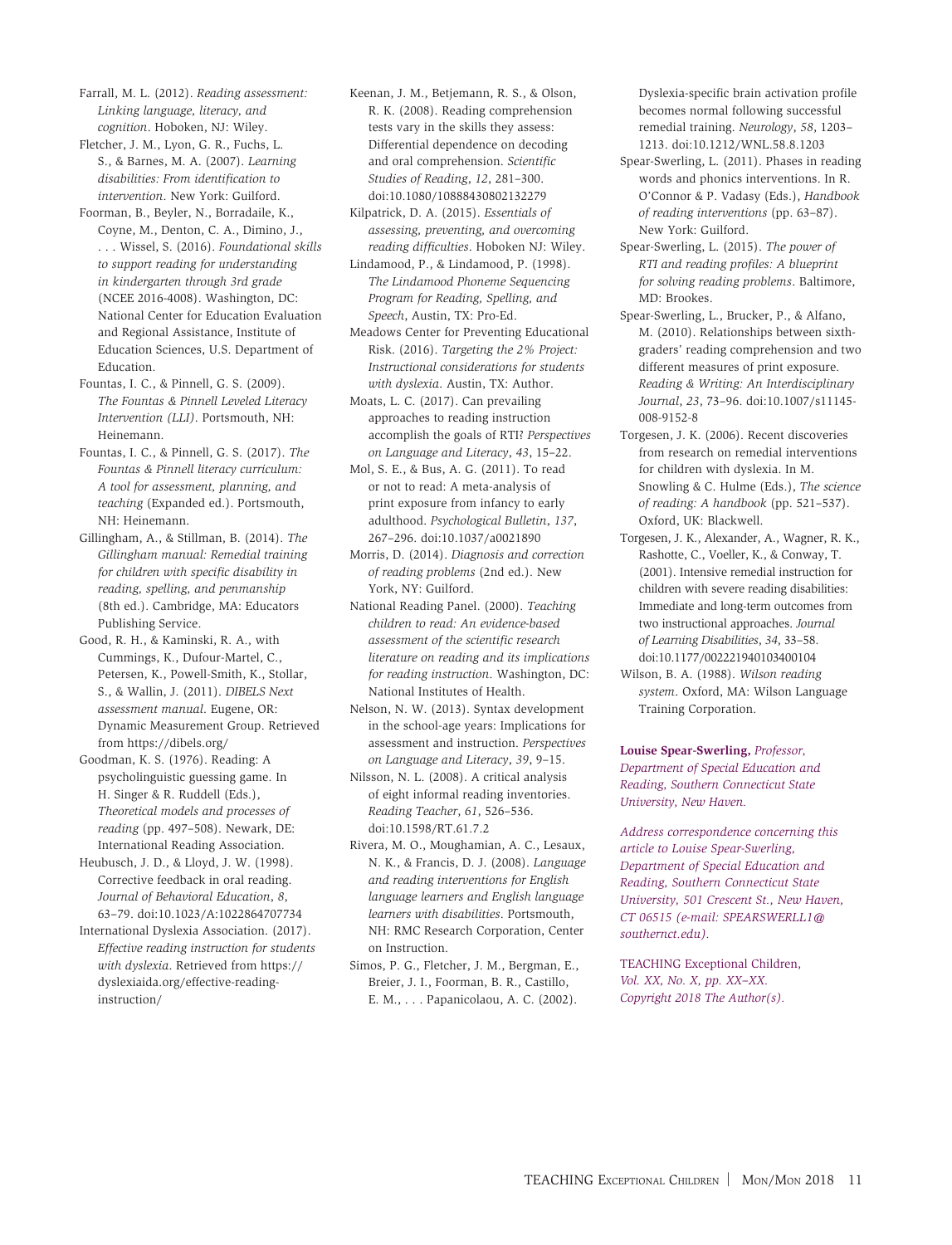Farrall, M. L. (2012). *Reading assessment: Linking language, literacy, and cognition*. Hoboken, NJ: Wiley.

Fletcher, J. M., Lyon, G. R., Fuchs, L. S., & Barnes, M. A. (2007). *Learning disabilities: From identification to intervention*. New York: Guilford.

Foorman, B., Beyler, N., Borradaile, K., Coyne, M., Denton, C. A., Dimino, J., . . . Wissel, S. (2016). *Foundational skills to support reading for understanding in kindergarten through 3rd grade* (NCEE 2016-4008). Washington, DC: National Center for Education Evaluation and Regional Assistance, Institute of Education Sciences, U.S. Department of Education.

Fountas, I. C., & Pinnell, G. S. (2009). *The Fountas & Pinnell Leveled Literacy Intervention (LLI)*. Portsmouth, NH: Heinemann.

Fountas, I. C., & Pinnell, G. S. (2017). *The Fountas & Pinnell literacy curriculum: A tool for assessment, planning, and teaching* (Expanded ed.). Portsmouth, NH: Heinemann.

Gillingham, A., & Stillman, B. (2014). *The Gillingham manual: Remedial training for children with specific disability in reading, spelling, and penmanship* (8th ed.). Cambridge, MA: Educators Publishing Service.

Good, R. H., & Kaminski, R. A., with Cummings, K., Dufour-Martel, C., Petersen, K., Powell-Smith, K., Stollar, S., & Wallin, J. (2011). *DIBELS Next assessment manual*. Eugene, OR: Dynamic Measurement Group. Retrieved from https://dibels.org/

Goodman, K. S. (1976). Reading: A psycholinguistic guessing game. In H. Singer & R. Ruddell (Eds.), *Theoretical models and processes of reading* (pp. 497–508). Newark, DE: International Reading Association.

Heubusch, J. D., & Lloyd, J. W. (1998). Corrective feedback in oral reading. *Journal of Behavioral Education*, *8*, 63–79. doi:10.1023/A:1022864707734

International Dyslexia Association. (2017). *Effective reading instruction for students with dyslexia*. Retrieved from https://dyslexiaida.org/effective-reading-instruction/

Keenan, J. M., Betjemann, R. S., & Olson, R. K. (2008). Reading comprehension tests vary in the skills they assess: Differential dependence on decoding and oral comprehension. *Scientific Studies of Reading*, *12*, 281–300. doi:10.1080/10888430802132279

Kilpatrick, D. A. (2015). *Essentials of assessing, preventing, and overcoming reading difficulties*. Hoboken NJ: Wiley.

Lindamood, P., & Lindamood, P. (1998). *The Lindamood Phoneme Sequencing Program for Reading, Spelling, and Speech*, Austin, TX: Pro-Ed.

Meadows Center for Preventing Educational Risk. (2016). *Targeting the 2% Project: Instructional considerations for students with dyslexia*. Austin, TX: Author.

Moats, L. C. (2017). Can prevailing approaches to reading instruction accomplish the goals of RTI? *Perspectives on Language and Literacy*, *43*, 15–22.

Mol, S. E., & Bus, A. G. (2011). To read or not to read: A meta-analysis of print exposure from infancy to early adulthood. *Psychological Bulletin*, *137*, 267–296. doi:10.1037/a0021890

Morris, D. (2014). *Diagnosis and correction of reading problems* (2nd ed.). New York, NY: Guilford.

National Reading Panel. (2000). *Teaching children to read: An evidence-based assessment of the scientific research literature on reading and its implications for reading instruction*. Washington, DC: National Institutes of Health.

Nelson, N. W. (2013). Syntax development in the school-age years: Implications for assessment and instruction. *Perspectives on Language and Literacy*, *39*, 9–15.

Nilsson, N. L. (2008). A critical analysis of eight informal reading inventories. *Reading Teacher*, *61*, 526–536. doi:10.1598/RT.61.7.2

Rivera, M. O., Moughamian, A. C., Lesaux, N. K., & Francis, D. J. (2008). *Language and reading interventions for English language learners and English language learners with disabilities*. Portsmouth, NH: RMC Research Corporation, Center on Instruction.

Simos, P. G., Fletcher, J. M., Bergman, E., Breier, J. I., Foorman, B. R., Castillo, E. M., . . . Papanicolaou, A. C. (2002). Dyslexia-specific brain activation profile becomes normal following successful remedial training. *Neurology*, *58*, 1203–1213. doi:10.1212/WNL.58.8.1203

Spear-Swerling, L. (2011). Phases in reading words and phonics interventions. In R. O'Connor & P. Vadasy (Eds.), *Handbook of reading interventions* (pp. 63–87). New York: Guilford.

Spear-Swerling, L. (2015). *The power of RTI and reading profiles: A blueprint for solving reading problems*. Baltimore, MD: Brookes.

Spear-Swerling, L., Brucker, P., & Alfano, M. (2010). Relationships between sixth-graders' reading comprehension and two different measures of print exposure. *Reading & Writing: An Interdisciplinary Journal*, *23*, 73–96. doi:10.1007/s11145-008-9152-8

Torgesen, J. K. (2006). Recent discoveries from research on remedial interventions for children with dyslexia. In M. Snowling & C. Hulme (Eds.), *The science of reading: A handbook* (pp. 521–537). Oxford, UK: Blackwell.

Torgesen, J. K., Alexander, A., Wagner, R. K., Rashotte, C., Voeller, K., & Conway, T. (2001). Intensive remedial instruction for children with severe reading disabilities: Immediate and long-term outcomes from two instructional approaches. *Journal of Learning Disabilities*, *34*, 33–58. doi:10.1177/002221940103400104

Wilson, B. A. (1988). *Wilson reading system*. Oxford, MA: Wilson Language Training Corporation.

**Louise Spear-Swerling,** *Professor, Department of Special Education and Reading, Southern Connecticut State University, New Haven.*

*Address correspondence concerning this article to Louise Spear-Swerling, Department of Special Education and Reading, Southern Connecticut State University, 501 Crescent St., New Haven, CT 06515 (e-mail: SPEARSWERLL1@southernct.edu).*

TEACHING Exceptional Children, *Vol. XX, No. X, pp. XX–XX. Copyright 2018 The Author(s).*